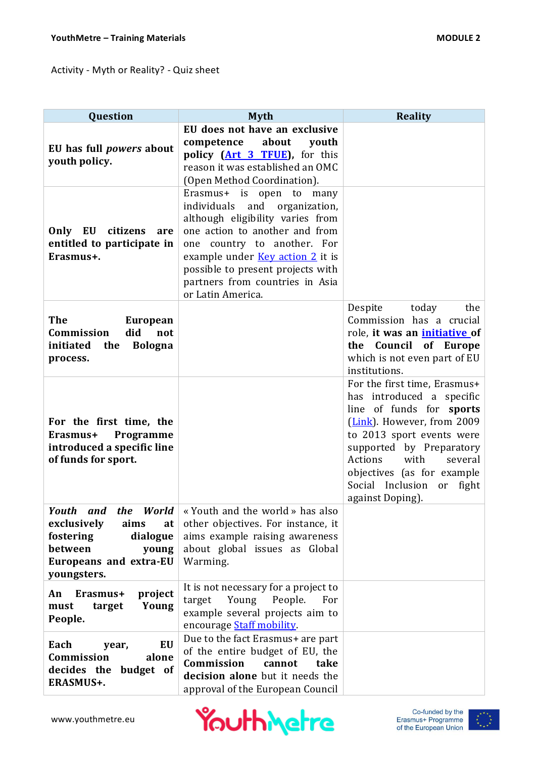Activity - Myth or Reality? - Quiz sheet

| Question | Myth | Reality |
|---|---|---|
| **EU has full *powers* about youth policy.** | **EU does not have an exclusive competence about youth policy (Art 3 TFUE),** for this reason it was established an OMC (Open Method Coordination). | |
| **Only EU citizens are entitled to participate in Erasmus+.** | Erasmus+ is open to many individuals and organization, although eligibility varies from one action to another and from one country to another. For example under Key action 2 it is possible to present projects with partners from countries in Asia or Latin America. | |
| **The European Commission did not initiated the Bologna process.** | | Despite today the Commission has a crucial role, **it was an initiative of the Council of Europe** which is not even part of EU institutions. |
| **For the first time, the Erasmus+ Programme introduced a specific line of funds for sport.** | | For the first time, Erasmus+ has introduced a specific line of funds for **sports** (Link). However, from 2009 to 2013 sport events were supported by Preparatory Actions with several objectives (as for example Social Inclusion or fight against Doping). |
| ***Youth and the World* exclusively aims at fostering dialogue between young Europeans and extra-EU youngsters.** | « Youth and the world » has also other objectives. For instance, it aims example raising awareness about global issues as Global Warming. | |
| **An Erasmus+ project must target Young People.** | It is not necessary for a project to target Young People. For example several projects aim to encourage Staff mobility. | |
| **Each year, EU Commission alone decides the budget of ERASMUS+.** | Due to the fact Erasmus+ are part of the entire budget of EU, the **Commission cannot take decision alone** but it needs the approval of the European Council | |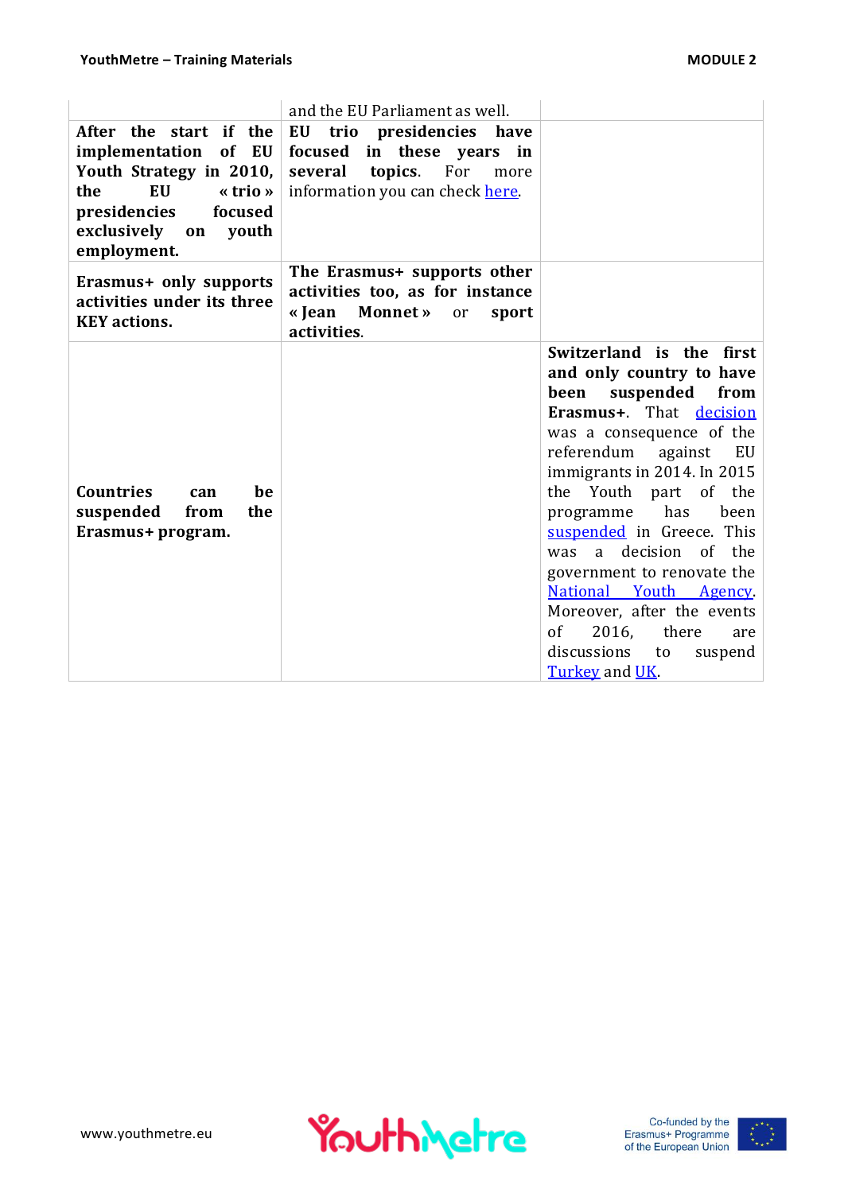| | | |
|---|---|---|
| | and the EU Parliament as well. | |
| **After the start if the implementation of EU Youth Strategy in 2010, the EU « trio » presidencies focused exclusively on youth employment.** | **EU trio presidencies have focused in these years in several topics**. For more information you can check here. | |
| **Erasmus+ only supports activities under its three KEY actions.** | **The Erasmus+ supports other activities too, as for instance « Jean Monnet » or sport activities**. | |
| **Countries can be suspended from the Erasmus+ program.** | | **Switzerland is the first and only country to have been suspended from Erasmus+**. That decision was a consequence of the referendum against EU immigrants in 2014. In 2015 the Youth part of the programme has been suspended in Greece. This was a decision of the government to renovate the National Youth Agency. Moreover, after the events of 2016, there are discussions to suspend Turkey and UK. |